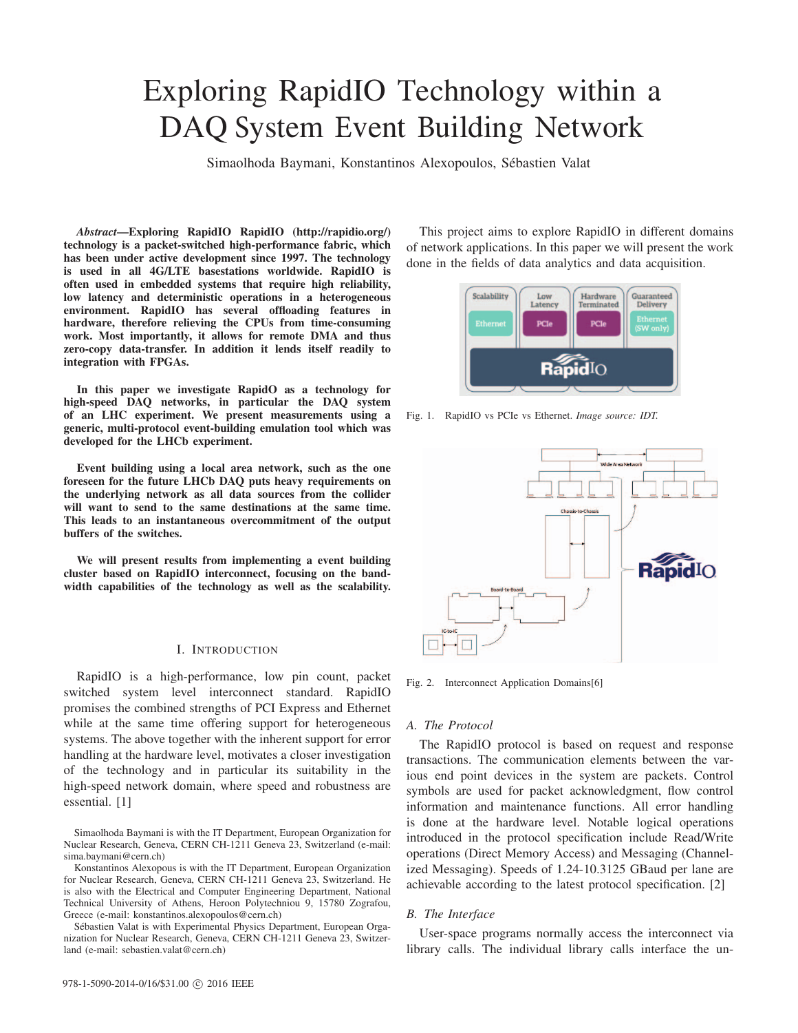# Exploring RapidIO Technology within a DAQ System Event Building Network

Simaolhoda Baymani, Konstantinos Alexopoulos, Sébastien Valat

***Abstract*—Exploring RapidIO RapidIO (http://rapidio.org/) technology is a packet-switched high-performance fabric, which has been under active development since 1997. The technology is used in all 4G/LTE basestations worldwide. RapidIO is often used in embedded systems that require high reliability, low latency and deterministic operations in a heterogeneous environment. RapidIO has several offloading features in hardware, therefore relieving the CPUs from time-consuming work. Most importantly, it allows for remote DMA and thus zero-copy data-transfer. In addition it lends itself readily to integration with FPGAs.**

**In this paper we investigate RapidO as a technology for high-speed DAQ networks, in particular the DAQ system of an LHC experiment. We present measurements using a generic, multi-protocol event-building emulation tool which was developed for the LHCb experiment.**

**Event building using a local area network, such as the one foreseen for the future LHCb DAQ puts heavy requirements on the underlying network as all data sources from the collider will want to send to the same destinations at the same time. This leads to an instantaneous overcommitment of the output buffers of the switches.**

**We will present results from implementing a event building cluster based on RapidIO interconnect, focusing on the bandwidth capabilities of the technology as well as the scalability.**

## I. Introduction

RapidIO is a high-performance, low pin count, packet switched system level interconnect standard. RapidIO promises the combined strengths of PCI Express and Ethernet while at the same time offering support for heterogeneous systems. The above together with the inherent support for error handling at the hardware level, motivates a closer investigation of the technology and in particular its suitability in the high-speed network domain, where speed and robustness are essential. [1]

Simaolhoda Baymani is with the IT Department, European Organization for Nuclear Research, Geneva, CERN CH-1211 Geneva 23, Switzerland (e-mail: sima.baymani@cern.ch)

Konstantinos Alexopous is with the IT Department, European Organization for Nuclear Research, Geneva, CERN CH-1211 Geneva 23, Switzerland. He is also with the Electrical and Computer Engineering Department, National Technical University of Athens, Heroon Polytechniou 9, 15780 Zografou, Greece (e-mail: konstantinos.alexopoulos@cern.ch)

Sébastien Valat is with Experimental Physics Department, European Organization for Nuclear Research, Geneva, CERN CH-1211 Geneva 23, Switzerland (e-mail: sebastien.valat@cern.ch)

This project aims to explore RapidIO in different domains of network applications. In this paper we will present the work done in the fields of data analytics and data acquisition.

Fig. 1. RapidIO vs PCIe vs Ethernet. *Image source: IDT.*

Fig. 2. Interconnect Application Domains[6]

### A. The Protocol

The RapidIO protocol is based on request and response transactions. The communication elements between the various end point devices in the system are packets. Control symbols are used for packet acknowledgment, flow control information and maintenance functions. All error handling is done at the hardware level. Notable logical operations introduced in the protocol specification include Read/Write operations (Direct Memory Access) and Messaging (Channelized Messaging). Speeds of 1.24-10.3125 GBaud per lane are achievable according to the latest protocol specification. [2]

### B. The Interface

User-space programs normally access the interconnect via library calls. The individual library calls interface the un-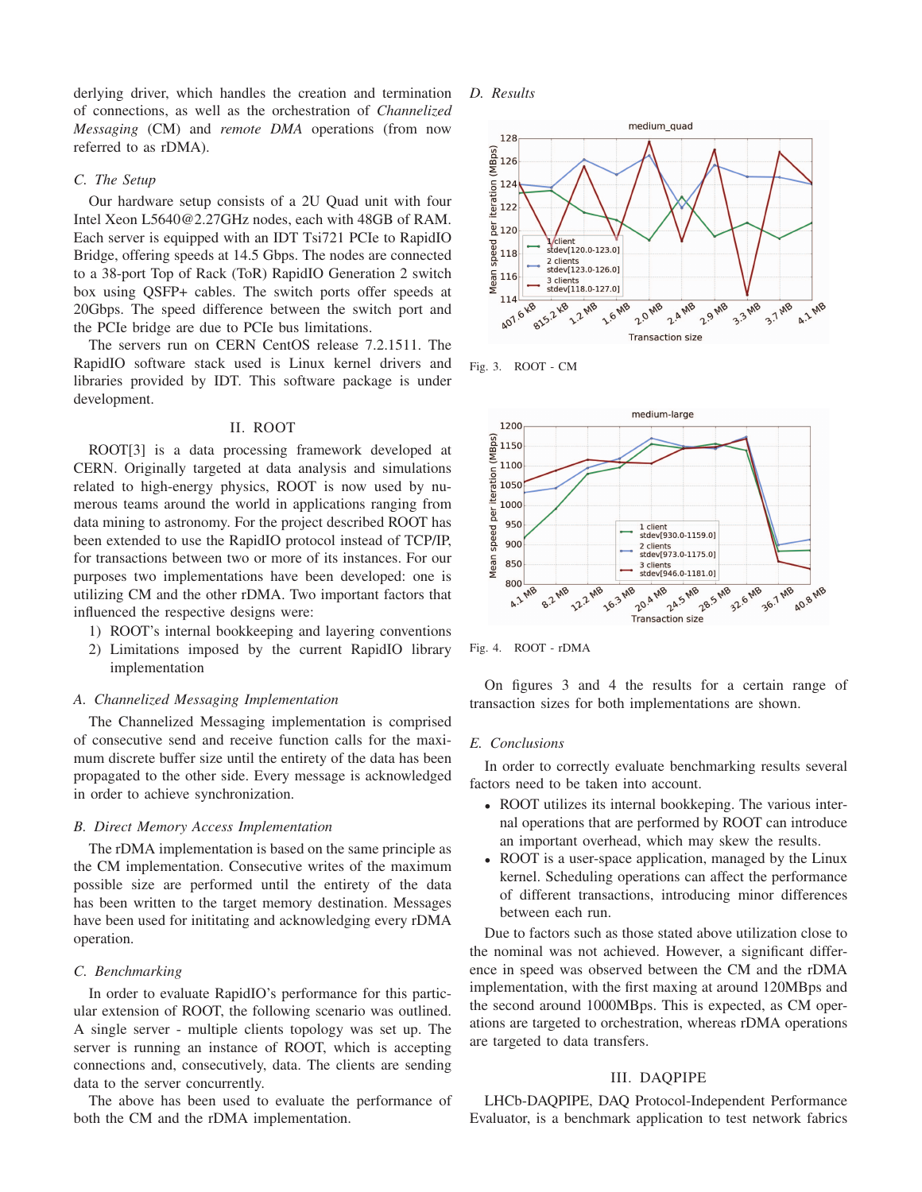derlying driver, which handles the creation and termination of connections, as well as the orchestration of *Channelized Messaging* (CM) and *remote DMA* operations (from now referred to as rDMA).

### C. The Setup

Our hardware setup consists of a 2U Quad unit with four Intel Xeon L5640@2.27GHz nodes, each with 48GB of RAM. Each server is equipped with an IDT Tsi721 PCIe to RapidIO Bridge, offering speeds at 14.5 Gbps. The nodes are connected to a 38-port Top of Rack (ToR) RapidIO Generation 2 switch box using QSFP+ cables. The switch ports offer speeds at 20Gbps. The speed difference between the switch port and the PCIe bridge are due to PCIe bus limitations.

The servers run on CERN CentOS release 7.2.1511. The RapidIO software stack used is Linux kernel drivers and libraries provided by IDT. This software package is under development.

## II. ROOT

ROOT[3] is a data processing framework developed at CERN. Originally targeted at data analysis and simulations related to high-energy physics, ROOT is now used by numerous teams around the world in applications ranging from data mining to astronomy. For the project described ROOT has been extended to use the RapidIO protocol instead of TCP/IP, for transactions between two or more of its instances. For our purposes two implementations have been developed: one is utilizing CM and the other rDMA. Two important factors that influenced the respective designs were:

1) ROOT's internal bookkeeping and layering conventions
2) Limitations imposed by the current RapidIO library implementation

### A. Channelized Messaging Implementation

The Channelized Messaging implementation is comprised of consecutive send and receive function calls for the maximum discrete buffer size until the entirety of the data has been propagated to the other side. Every message is acknowledged in order to achieve synchronization.

### B. Direct Memory Access Implementation

The rDMA implementation is based on the same principle as the CM implementation. Consecutive writes of the maximum possible size are performed until the entirety of the data has been written to the target memory destination. Messages have been used for inititating and acknowledging every rDMA operation.

### C. Benchmarking

In order to evaluate RapidIO's performance for this particular extension of ROOT, the following scenario was outlined. A single server - multiple clients topology was set up. The server is running an instance of ROOT, which is accepting connections and, consecutively, data. The clients are sending data to the server concurrently.

The above has been used to evaluate the performance of both the CM and the rDMA implementation.

### D. Results

medium_quad

Mean speed per iteration (MBps)

128
126
124
122
120
118
116
114

1 client stdev[120.0-123.0]
2 clients stdev[123.0-126.0]
3 clients stdev[118.0-127.0]

407.6 kB 815.2 kB 1.2 MB 1.6 MB 2.0 MB 2.4 MB 2.9 MB 3.3 MB 3.7 MB 4.1 MB

Transaction size

Fig. 3. ROOT - CM

medium-large

Mean speed per iteration (MBps)

1200
1150
1100
1050
1000
950
900
850
800

1 client stdev[930.0-1159.0]
2 clients stdev[973.0-1175.0]
3 clients stdev[946.0-1181.0]

4.1 MB 8.2 MB 12.2 MB 16.3 MB 20.4 MB 24.5 MB 28.5 MB 32.6 MB 36.7 MB 40.8 MB

Transaction size

Fig. 4. ROOT - rDMA

On figures 3 and 4 the results for a certain range of transaction sizes for both implementations are shown.

### E. Conclusions

In order to correctly evaluate benchmarking results several factors need to be taken into account.

- ROOT utilizes its internal bookkeping. The various internal operations that are performed by ROOT can introduce an important overhead, which may skew the results.
- ROOT is a user-space application, managed by the Linux kernel. Scheduling operations can affect the performance of different transactions, introducing minor differences between each run.

Due to factors such as those stated above utilization close to the nominal was not achieved. However, a significant difference in speed was observed between the CM and the rDMA implementation, with the first maxing at around 120MBps and the second around 1000MBps. This is expected, as CM operations are targeted to orchestration, whereas rDMA operations are targeted to data transfers.

## III. DAQPIPE

LHCb-DAQPIPE, DAQ Protocol-Independent Performance Evaluator, is a benchmark application to test network fabrics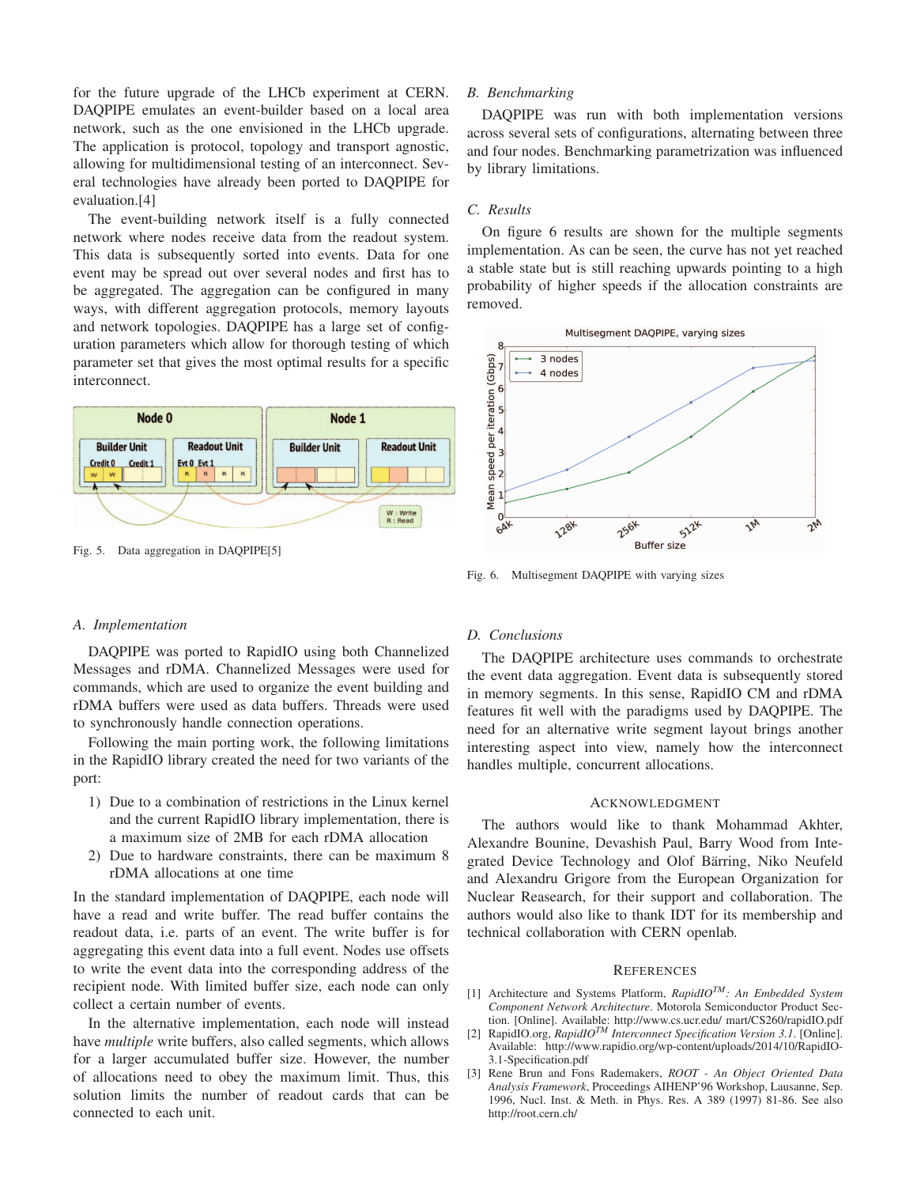for the future upgrade of the LHCb experiment at CERN. DAQPIPE emulates an event-builder based on a local area network, such as the one envisioned in the LHCb upgrade. The application is protocol, topology and transport agnostic, allowing for multidimensional testing of an interconnect. Several technologies have already been ported to DAQPIPE for evaluation.[4]

The event-building network itself is a fully connected network where nodes receive data from the readout system. This data is subsequently sorted into events. Data for one event may be spread out over several nodes and first has to be aggregated. The aggregation can be configured in many ways, with different aggregation protocols, memory layouts and network topologies. DAQPIPE has a large set of configuration parameters which allow for thorough testing of which parameter set that gives the most optimal results for a specific interconnect.

Fig. 5. Data aggregation in DAQPIPE[5]

### A. Implementation

DAQPIPE was ported to RapidIO using both Channelized Messages and rDMA. Channelized Messages were used for commands, which are used to organize the event building and rDMA buffers were used as data buffers. Threads were used to synchronously handle connection operations.

Following the main porting work, the following limitations in the RapidIO library created the need for two variants of the port:

1) Due to a combination of restrictions in the Linux kernel and the current RapidIO library implementation, there is a maximum size of 2MB for each rDMA allocation
2) Due to hardware constraints, there can be maximum 8 rDMA allocations at one time

In the standard implementation of DAQPIPE, each node will have a read and write buffer. The read buffer contains the readout data, i.e. parts of an event. The write buffer is for aggregating this event data into a full event. Nodes use offsets to write the event data into the corresponding address of the recipient node. With limited buffer size, each node can only collect a certain number of events.

In the alternative implementation, each node will instead have *multiple* write buffers, also called segments, which allows for a larger accumulated buffer size. However, the number of allocations need to obey the maximum limit. Thus, this solution limits the number of readout cards that can be connected to each unit.

### B. Benchmarking

DAQPIPE was run with both implementation versions across several sets of configurations, alternating between three and four nodes. Benchmarking parametrization was influenced by library limitations.

### C. Results

On figure 6 results are shown for the multiple segments implementation. As can be seen, the curve has not yet reached a stable state but is still reaching upwards pointing to a high probability of higher speeds if the allocation constraints are removed.

Fig. 6. Multisegment DAQPIPE with varying sizes

### D. Conclusions

The DAQPIPE architecture uses commands to orchestrate the event data aggregation. Event data is subsequently stored in memory segments. In this sense, RapidIO CM and rDMA features fit well with the paradigms used by DAQPIPE. The need for an alternative write segment layout brings another interesting aspect into view, namely how the interconnect handles multiple, concurrent allocations.

## Acknowledgment

The authors would like to thank Mohammad Akhter, Alexandre Bounine, Devashish Paul, Barry Wood from Integrated Device Technology and Olof Bärring, Niko Neufeld and Alexandru Grigore from the European Organization for Nuclear Reasearch, for their support and collaboration. The authors would also like to thank IDT for its membership and technical collaboration with CERN openlab.

## References

[1] Architecture and Systems Platform, *RapidIO$^{TM}$: An Embedded System Component Network Architecture*. Motorola Semiconductor Product Section. [Online]. Available: http://www.cs.ucr.edu/ mart/CS260/rapidIO.pdf

[2] RapidIO.org, *RapidIO$^{TM}$ Interconnect Specification Version 3.1*. [Online]. Available: http://www.rapidio.org/wp-content/uploads/2014/10/RapidIO-3.1-Specification.pdf

[3] Rene Brun and Fons Rademakers, *ROOT - An Object Oriented Data Analysis Framework*, Proceedings AIHENP'96 Workshop, Lausanne, Sep. 1996, Nucl. Inst. & Meth. in Phys. Res. A 389 (1997) 81-86. See also http://root.cern.ch/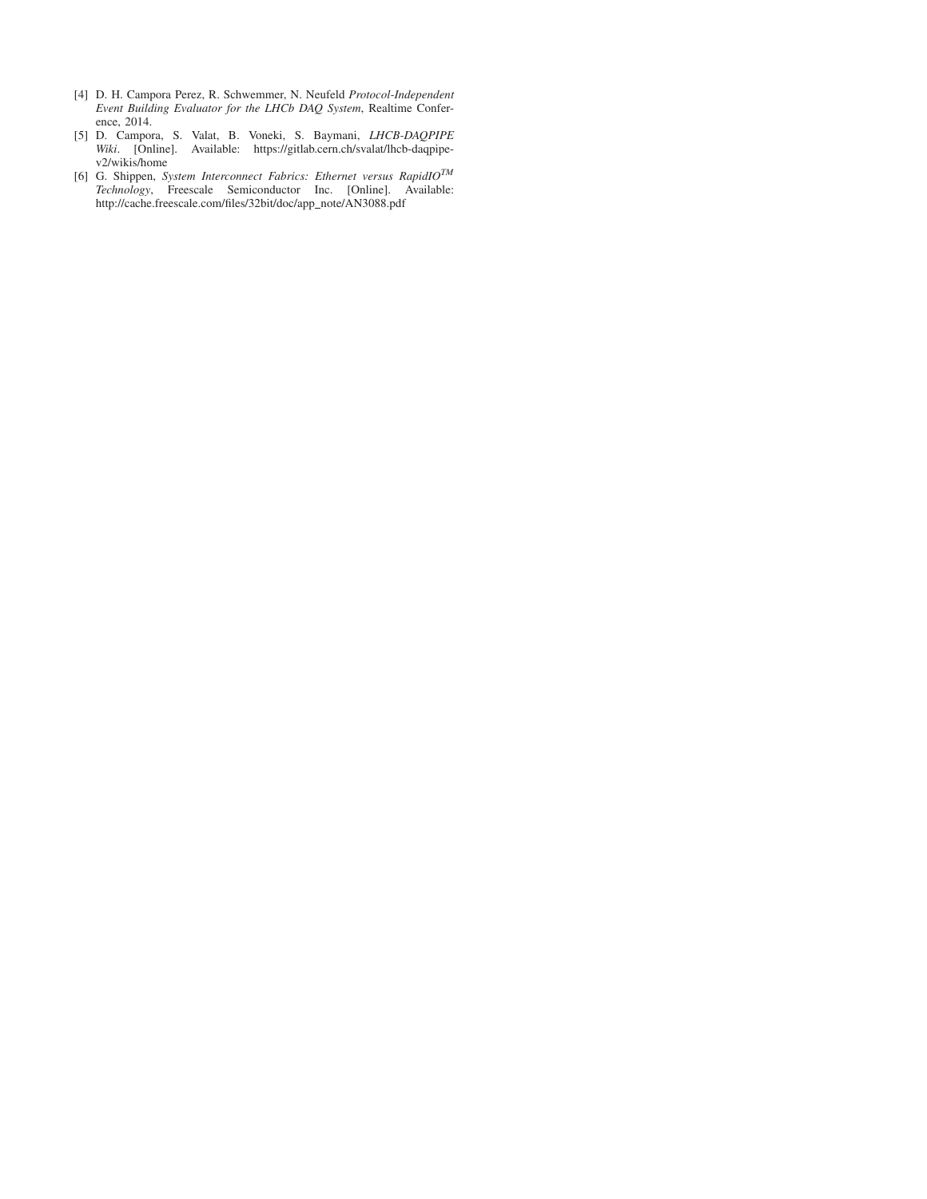[4] D. H. Campora Perez, R. Schwemmer, N. Neufeld *Protocol-Independent Event Building Evaluator for the LHCb DAQ System*, Realtime Conference, 2014.

[5] D. Campora, S. Valat, B. Voneki, S. Baymani, *LHCB-DAQPIPE Wiki*. [Online]. Available: https://gitlab.cern.ch/svalat/lhcb-daqpipe-v2/wikis/home

[6] G. Shippen, *System Interconnect Fabrics: Ethernet versus RapidIO$^{TM}$ Technology*, Freescale Semiconductor Inc. [Online]. Available: http://cache.freescale.com/files/32bit/doc/app_note/AN3088.pdf